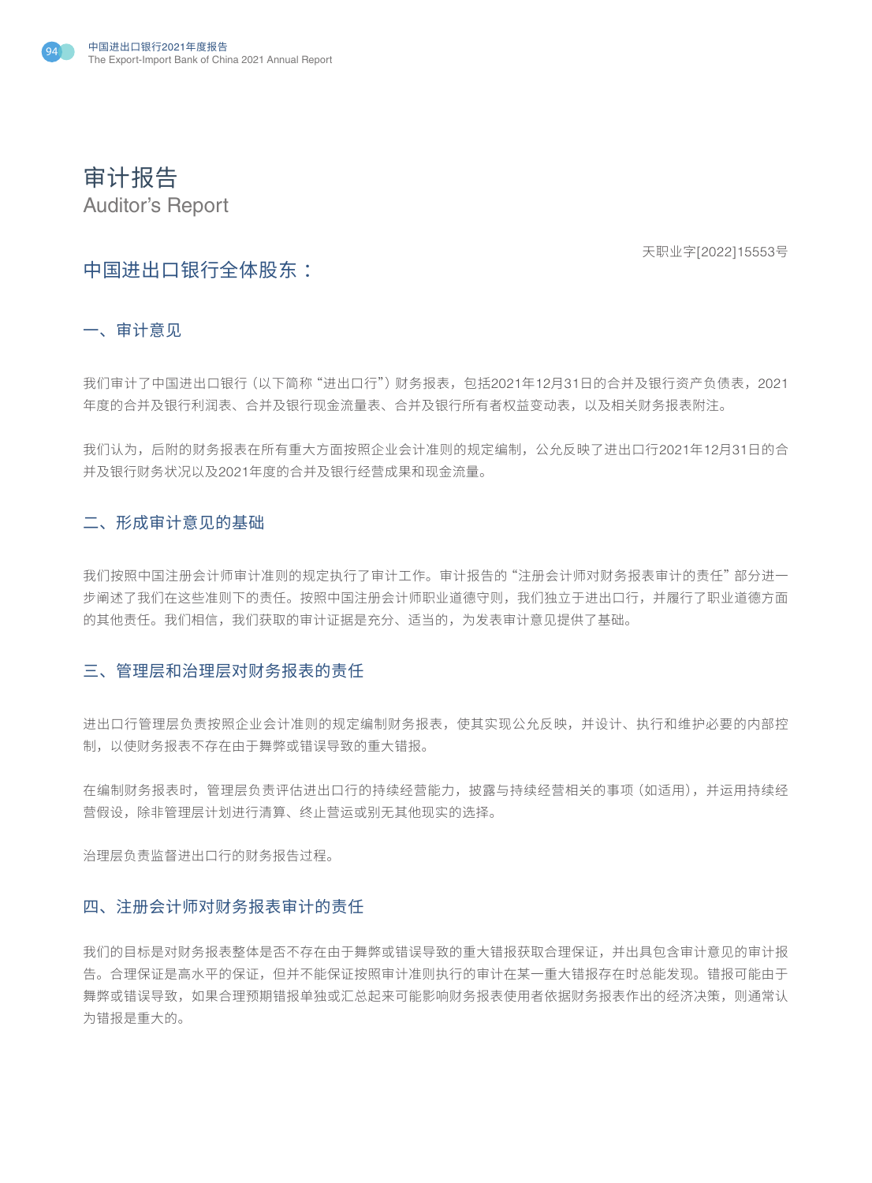# 审计报告

Auditor’s Report

天职业字[2022]15553号

## 中国进出口银行全体股东：

### 一、审计意见

我们审计了中国进出口银行（以下简称“进出口行”）财务报表，包括2021年12月31日的合并及银行资产负债表，2021年度的合并及银行利润表、合并及银行现金流量表、合并及银行所有者权益变动表，以及相关财务报表附注。

我们认为，后附的财务报表在所有重大方面按照企业会计准则的规定编制，公允反映了进出口行2021年12月31日的合并及银行财务状况以及2021年度的合并及银行经营成果和现金流量。

### 二、形成审计意见的基础

我们按照中国注册会计师审计准则的规定执行了审计工作。审计报告的“注册会计师对财务报表审计的责任”部分进一步阐述了我们在这些准则下的责任。按照中国注册会计师职业道德守则，我们独立于进出口行，并履行了职业道德方面的其他责任。我们相信，我们获取的审计证据是充分、适当的，为发表审计意见提供了基础。

### 三、管理层和治理层对财务报表的责任

进出口行管理层负责按照企业会计准则的规定编制财务报表，使其实现公允反映，并设计、执行和维护必要的内部控制，以使财务报表不存在由于舞弊或错误导致的重大错报。

在编制财务报表时，管理层负责评估进出口行的持续经营能力，披露与持续经营相关的事项（如适用），并运用持续经营假设，除非管理层计划进行清算、终止营运或别无其他现实的选择。

治理层负责监督进出口行的财务报告过程。

### 四、注册会计师对财务报表审计的责任

我们的目标是对财务报表整体是否不存在由于舞弊或错误导致的重大错报获取合理保证，并出具包含审计意见的审计报告。合理保证是高水平的保证，但并不能保证按照审计准则执行的审计在某一重大错报存在时总能发现。错报可能由于舞弊或错误导致，如果合理预期错报单独或汇总起来可能影响财务报表使用者依据财务报表作出的经济决策，则通常认为错报是重大的。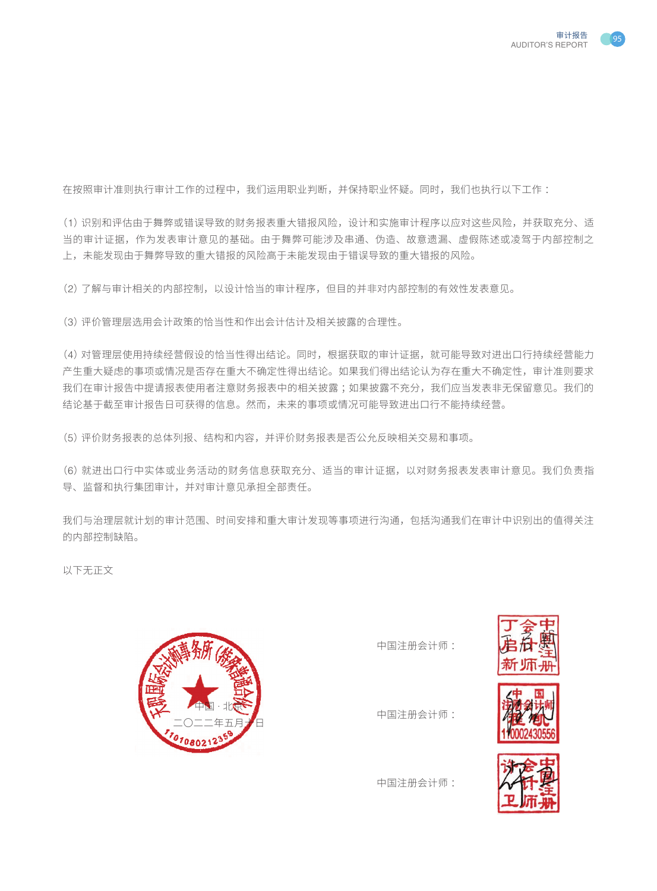在按照审计准则执行审计工作的过程中，我们运用职业判断，并保持职业怀疑。同时，我们也执行以下工作：

(1) 识别和评估由于舞弊或错误导致的财务报表重大错报风险，设计和实施审计程序以应对这些风险，并获取充分、适当的审计证据，作为发表审计意见的基础。由于舞弊可能涉及串通、伪造、故意遗漏、虚假陈述或凌驾于内部控制之上，未能发现由于舞弊导致的重大错报的风险高于未能发现由于错误导致的重大错报的风险。

(2) 了解与审计相关的内部控制，以设计恰当的审计程序，但目的并非对内部控制的有效性发表意见。

(3) 评价管理层选用会计政策的恰当性和作出会计估计及相关披露的合理性。

(4) 对管理层使用持续经营假设的恰当性得出结论。同时，根据获取的审计证据，就可能导致对进出口行持续经营能力产生重大疑虑的事项或情况是否存在重大不确定性得出结论。如果我们得出结论认为存在重大不确定性，审计准则要求我们在审计报告中提请报表使用者注意财务报表中的相关披露；如果披露不充分，我们应当发表非无保留意见。我们的结论基于截至审计报告日可获得的信息。然而，未来的事项或情况可能导致进出口行不能持续经营。

(5) 评价财务报表的总体列报、结构和内容，并评价财务报表是否公允反映相关交易和事项。

(6) 就进出口行中实体或业务活动的财务信息获取充分、适当的审计证据，以对财务报表发表审计意见。我们负责指导、监督和执行集团审计，并对审计意见承担全部责任。

我们与治理层就计划的审计范围、时间安排和重大审计发现等事项进行沟通，包括沟通我们在审计中识别出的值得关注的内部控制缺陷。

以下无正文

中国 · 北京

二〇二二年五月十日

中国注册会计师：

中国注册会计师：

中国注册会计师：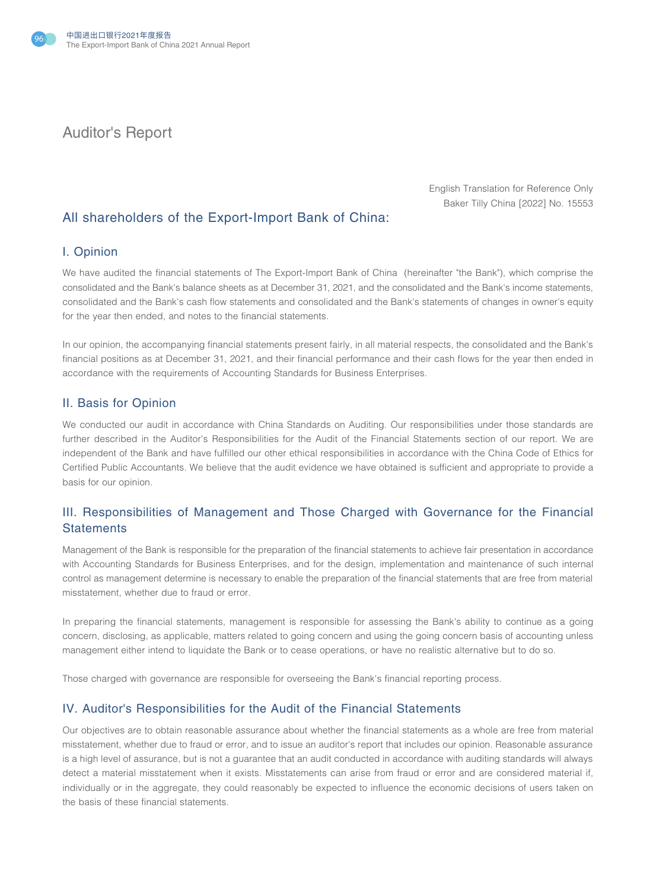# Auditor's Report

English Translation for Reference Only

Baker Tilly China [2022] No. 15553

## All shareholders of the Export-Import Bank of China:

### I. Opinion

We have audited the financial statements of The Export-Import Bank of China (hereinafter "the Bank"), which comprise the consolidated and the Bank's balance sheets as at December 31, 2021, and the consolidated and the Bank's income statements, consolidated and the Bank's cash flow statements and consolidated and the Bank's statements of changes in owner's equity for the year then ended, and notes to the financial statements.

In our opinion, the accompanying financial statements present fairly, in all material respects, the consolidated and the Bank's financial positions as at December 31, 2021, and their financial performance and their cash flows for the year then ended in accordance with the requirements of Accounting Standards for Business Enterprises.

### II. Basis for Opinion

We conducted our audit in accordance with China Standards on Auditing. Our responsibilities under those standards are further described in the Auditor's Responsibilities for the Audit of the Financial Statements section of our report. We are independent of the Bank and have fulfilled our other ethical responsibilities in accordance with the China Code of Ethics for Certified Public Accountants. We believe that the audit evidence we have obtained is sufficient and appropriate to provide a basis for our opinion.

### III. Responsibilities of Management and Those Charged with Governance for the Financial Statements

Management of the Bank is responsible for the preparation of the financial statements to achieve fair presentation in accordance with Accounting Standards for Business Enterprises, and for the design, implementation and maintenance of such internal control as management determine is necessary to enable the preparation of the financial statements that are free from material misstatement, whether due to fraud or error.

In preparing the financial statements, management is responsible for assessing the Bank's ability to continue as a going concern, disclosing, as applicable, matters related to going concern and using the going concern basis of accounting unless management either intend to liquidate the Bank or to cease operations, or have no realistic alternative but to do so.

Those charged with governance are responsible for overseeing the Bank's financial reporting process.

### IV. Auditor's Responsibilities for the Audit of the Financial Statements

Our objectives are to obtain reasonable assurance about whether the financial statements as a whole are free from material misstatement, whether due to fraud or error, and to issue an auditor's report that includes our opinion. Reasonable assurance is a high level of assurance, but is not a guarantee that an audit conducted in accordance with auditing standards will always detect a material misstatement when it exists. Misstatements can arise from fraud or error and are considered material if, individually or in the aggregate, they could reasonably be expected to influence the economic decisions of users taken on the basis of these financial statements.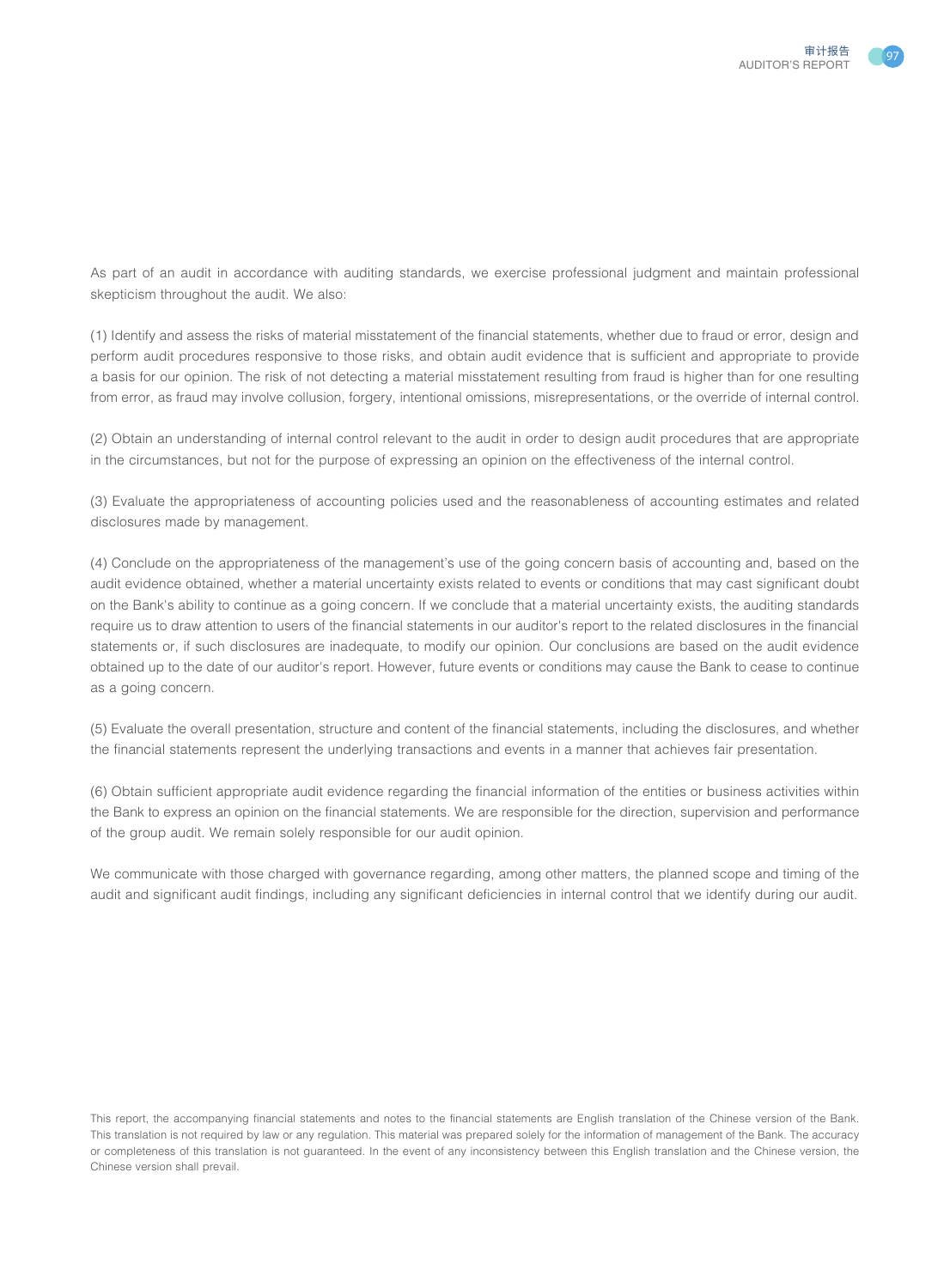As part of an audit in accordance with auditing standards, we exercise professional judgment and maintain professional skepticism throughout the audit. We also:

(1) Identify and assess the risks of material misstatement of the financial statements, whether due to fraud or error, design and perform audit procedures responsive to those risks, and obtain audit evidence that is sufficient and appropriate to provide a basis for our opinion. The risk of not detecting a material misstatement resulting from fraud is higher than for one resulting from error, as fraud may involve collusion, forgery, intentional omissions, misrepresentations, or the override of internal control.

(2) Obtain an understanding of internal control relevant to the audit in order to design audit procedures that are appropriate in the circumstances, but not for the purpose of expressing an opinion on the effectiveness of the internal control.

(3) Evaluate the appropriateness of accounting policies used and the reasonableness of accounting estimates and related disclosures made by management.

(4) Conclude on the appropriateness of the management's use of the going concern basis of accounting and, based on the audit evidence obtained, whether a material uncertainty exists related to events or conditions that may cast significant doubt on the Bank's ability to continue as a going concern. If we conclude that a material uncertainty exists, the auditing standards require us to draw attention to users of the financial statements in our auditor's report to the related disclosures in the financial statements or, if such disclosures are inadequate, to modify our opinion. Our conclusions are based on the audit evidence obtained up to the date of our auditor's report. However, future events or conditions may cause the Bank to cease to continue as a going concern.

(5) Evaluate the overall presentation, structure and content of the financial statements, including the disclosures, and whether the financial statements represent the underlying transactions and events in a manner that achieves fair presentation.

(6) Obtain sufficient appropriate audit evidence regarding the financial information of the entities or business activities within the Bank to express an opinion on the financial statements. We are responsible for the direction, supervision and performance of the group audit. We remain solely responsible for our audit opinion.

We communicate with those charged with governance regarding, among other matters, the planned scope and timing of the audit and significant audit findings, including any significant deficiencies in internal control that we identify during our audit.

This report, the accompanying financial statements and notes to the financial statements are English translation of the Chinese version of the Bank. This translation is not required by law or any regulation. This material was prepared solely for the information of management of the Bank. The accuracy or completeness of this translation is not guaranteed. In the event of any inconsistency between this English translation and the Chinese version, the Chinese version shall prevail.